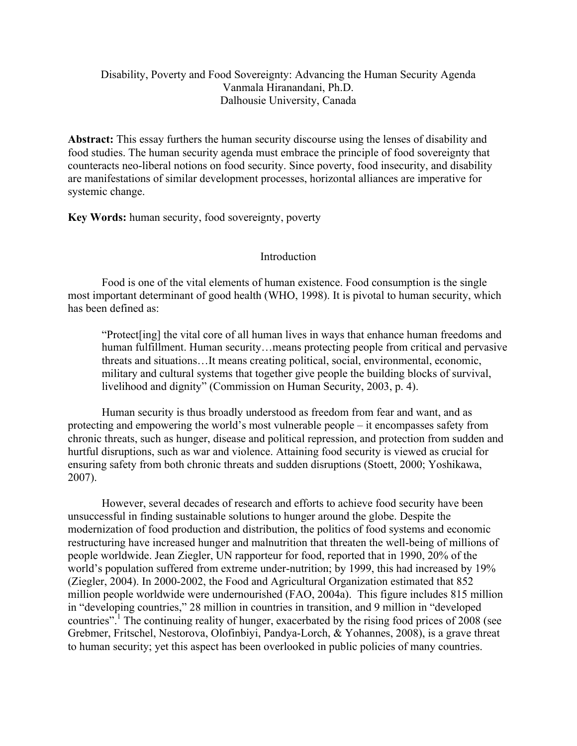# Disability, Poverty and Food Sovereignty: Advancing the Human Security Agenda

Vanmala Hiranandani, Ph.D.
Dalhousie University, Canada

**Abstract:** This essay furthers the human security discourse using the lenses of disability and food studies. The human security agenda must embrace the principle of food sovereignty that counteracts neo-liberal notions on food security. Since poverty, food insecurity, and disability are manifestations of similar development processes, horizontal alliances are imperative for systemic change.

**Key Words:** human security, food sovereignty, poverty

## Introduction

Food is one of the vital elements of human existence. Food consumption is the single most important determinant of good health (WHO, 1998). It is pivotal to human security, which has been defined as:

> "Protect[ing] the vital core of all human lives in ways that enhance human freedoms and human fulfillment. Human security…means protecting people from critical and pervasive threats and situations…It means creating political, social, environmental, economic, military and cultural systems that together give people the building blocks of survival, livelihood and dignity" (Commission on Human Security, 2003, p. 4).

Human security is thus broadly understood as freedom from fear and want, and as protecting and empowering the world's most vulnerable people – it encompasses safety from chronic threats, such as hunger, disease and political repression, and protection from sudden and hurtful disruptions, such as war and violence. Attaining food security is viewed as crucial for ensuring safety from both chronic threats and sudden disruptions (Stoett, 2000; Yoshikawa, 2007).

However, several decades of research and efforts to achieve food security have been unsuccessful in finding sustainable solutions to hunger around the globe. Despite the modernization of food production and distribution, the politics of food systems and economic restructuring have increased hunger and malnutrition that threaten the well-being of millions of people worldwide. Jean Ziegler, UN rapporteur for food, reported that in 1990, 20% of the world's population suffered from extreme under-nutrition; by 1999, this had increased by 19% (Ziegler, 2004). In 2000-2002, the Food and Agricultural Organization estimated that 852 million people worldwide were undernourished (FAO, 2004a). This figure includes 815 million in "developing countries," 28 million in countries in transition, and 9 million in "developed countries".[1] The continuing reality of hunger, exacerbated by the rising food prices of 2008 (see Grebmer, Fritschel, Nestorova, Olofinbiyi, Pandya-Lorch, & Yohannes, 2008), is a grave threat to human security; yet this aspect has been overlooked in public policies of many countries.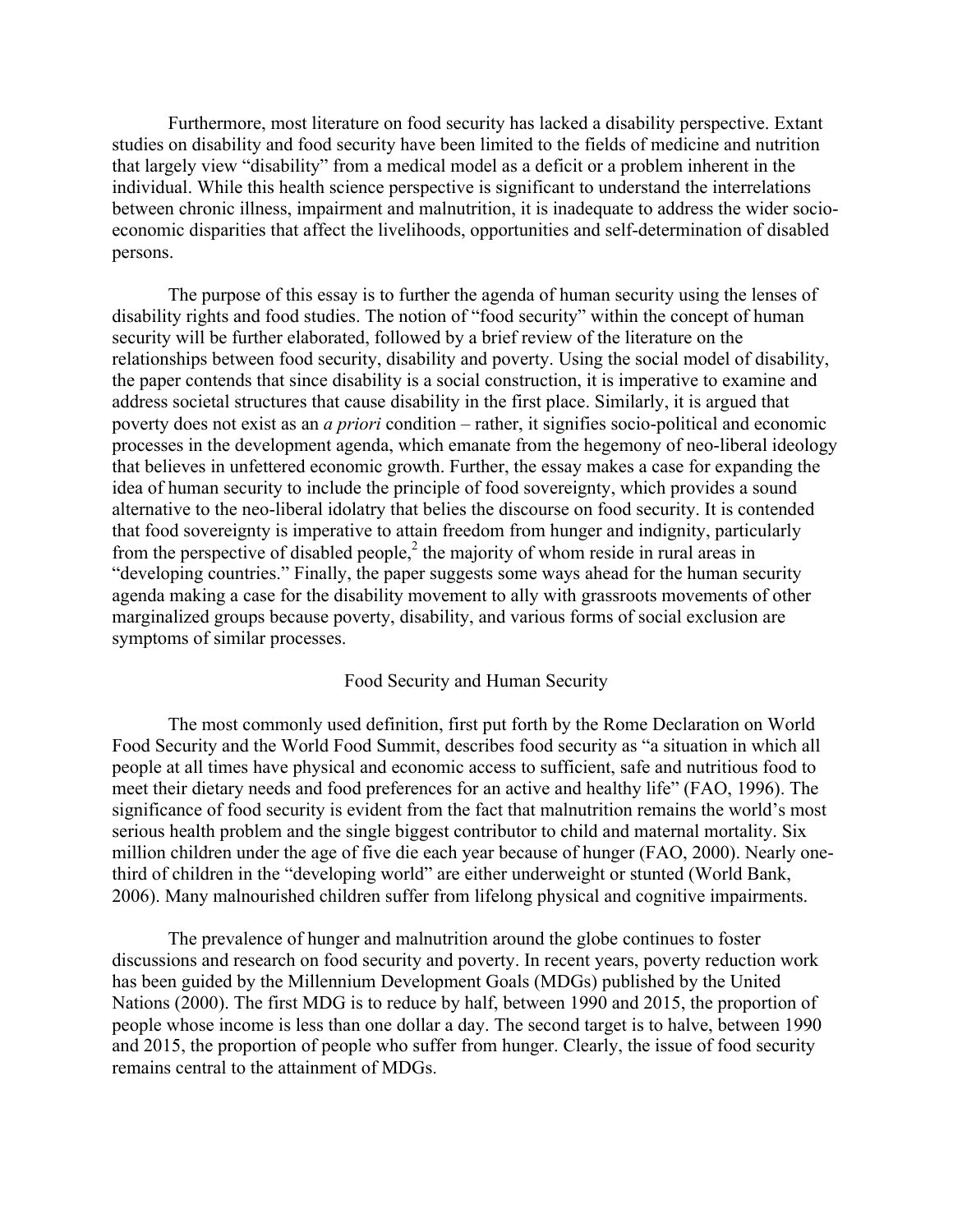Furthermore, most literature on food security has lacked a disability perspective. Extant studies on disability and food security have been limited to the fields of medicine and nutrition that largely view "disability" from a medical model as a deficit or a problem inherent in the individual. While this health science perspective is significant to understand the interrelations between chronic illness, impairment and malnutrition, it is inadequate to address the wider socio-economic disparities that affect the livelihoods, opportunities and self-determination of disabled persons.

The purpose of this essay is to further the agenda of human security using the lenses of disability rights and food studies. The notion of "food security" within the concept of human security will be further elaborated, followed by a brief review of the literature on the relationships between food security, disability and poverty. Using the social model of disability, the paper contends that since disability is a social construction, it is imperative to examine and address societal structures that cause disability in the first place. Similarly, it is argued that poverty does not exist as an *a priori* condition – rather, it signifies socio-political and economic processes in the development agenda, which emanate from the hegemony of neo-liberal ideology that believes in unfettered economic growth. Further, the essay makes a case for expanding the idea of human security to include the principle of food sovereignty, which provides a sound alternative to the neo-liberal idolatry that belies the discourse on food security. It is contended that food sovereignty is imperative to attain freedom from hunger and indignity, particularly from the perspective of disabled people,[2] the majority of whom reside in rural areas in "developing countries." Finally, the paper suggests some ways ahead for the human security agenda making a case for the disability movement to ally with grassroots movements of other marginalized groups because poverty, disability, and various forms of social exclusion are symptoms of similar processes.

## Food Security and Human Security

The most commonly used definition, first put forth by the Rome Declaration on World Food Security and the World Food Summit, describes food security as "a situation in which all people at all times have physical and economic access to sufficient, safe and nutritious food to meet their dietary needs and food preferences for an active and healthy life" (FAO, 1996). The significance of food security is evident from the fact that malnutrition remains the world's most serious health problem and the single biggest contributor to child and maternal mortality. Six million children under the age of five die each year because of hunger (FAO, 2000). Nearly one-third of children in the "developing world" are either underweight or stunted (World Bank, 2006). Many malnourished children suffer from lifelong physical and cognitive impairments.

The prevalence of hunger and malnutrition around the globe continues to foster discussions and research on food security and poverty. In recent years, poverty reduction work has been guided by the Millennium Development Goals (MDGs) published by the United Nations (2000). The first MDG is to reduce by half, between 1990 and 2015, the proportion of people whose income is less than one dollar a day. The second target is to halve, between 1990 and 2015, the proportion of people who suffer from hunger. Clearly, the issue of food security remains central to the attainment of MDGs.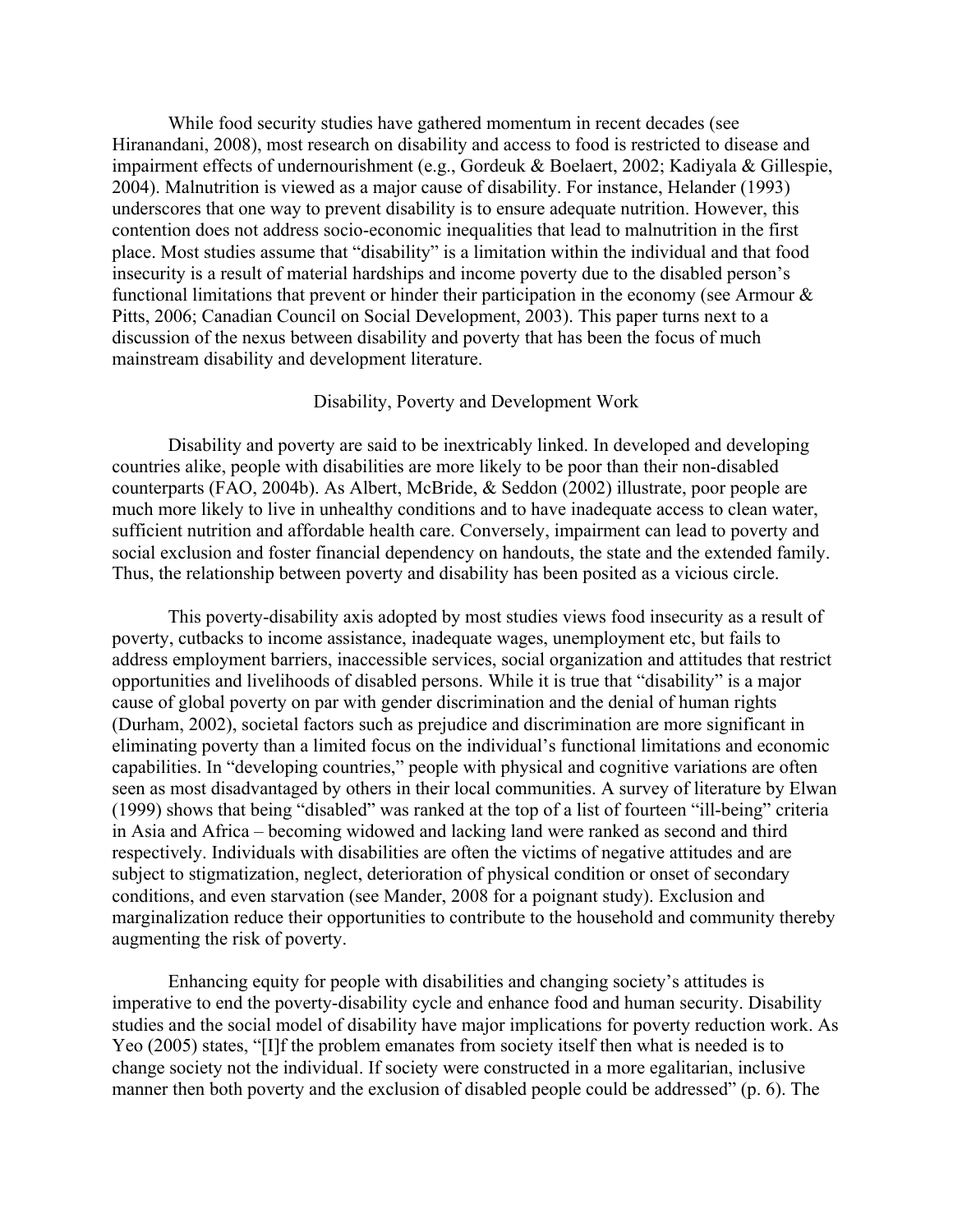While food security studies have gathered momentum in recent decades (see Hiranandani, 2008), most research on disability and access to food is restricted to disease and impairment effects of undernourishment (e.g., Gordeuk & Boelaert, 2002; Kadiyala & Gillespie, 2004). Malnutrition is viewed as a major cause of disability. For instance, Helander (1993) underscores that one way to prevent disability is to ensure adequate nutrition. However, this contention does not address socio-economic inequalities that lead to malnutrition in the first place. Most studies assume that "disability" is a limitation within the individual and that food insecurity is a result of material hardships and income poverty due to the disabled person's functional limitations that prevent or hinder their participation in the economy (see Armour & Pitts, 2006; Canadian Council on Social Development, 2003). This paper turns next to a discussion of the nexus between disability and poverty that has been the focus of much mainstream disability and development literature.

## Disability, Poverty and Development Work

Disability and poverty are said to be inextricably linked. In developed and developing countries alike, people with disabilities are more likely to be poor than their non-disabled counterparts (FAO, 2004b). As Albert, McBride, & Seddon (2002) illustrate, poor people are much more likely to live in unhealthy conditions and to have inadequate access to clean water, sufficient nutrition and affordable health care. Conversely, impairment can lead to poverty and social exclusion and foster financial dependency on handouts, the state and the extended family. Thus, the relationship between poverty and disability has been posited as a vicious circle.

This poverty-disability axis adopted by most studies views food insecurity as a result of poverty, cutbacks to income assistance, inadequate wages, unemployment etc, but fails to address employment barriers, inaccessible services, social organization and attitudes that restrict opportunities and livelihoods of disabled persons. While it is true that "disability" is a major cause of global poverty on par with gender discrimination and the denial of human rights (Durham, 2002), societal factors such as prejudice and discrimination are more significant in eliminating poverty than a limited focus on the individual's functional limitations and economic capabilities. In "developing countries," people with physical and cognitive variations are often seen as most disadvantaged by others in their local communities. A survey of literature by Elwan (1999) shows that being "disabled" was ranked at the top of a list of fourteen "ill-being" criteria in Asia and Africa – becoming widowed and lacking land were ranked as second and third respectively. Individuals with disabilities are often the victims of negative attitudes and are subject to stigmatization, neglect, deterioration of physical condition or onset of secondary conditions, and even starvation (see Mander, 2008 for a poignant study). Exclusion and marginalization reduce their opportunities to contribute to the household and community thereby augmenting the risk of poverty.

Enhancing equity for people with disabilities and changing society's attitudes is imperative to end the poverty-disability cycle and enhance food and human security. Disability studies and the social model of disability have major implications for poverty reduction work. As Yeo (2005) states, "[I]f the problem emanates from society itself then what is needed is to change society not the individual. If society were constructed in a more egalitarian, inclusive manner then both poverty and the exclusion of disabled people could be addressed" (p. 6). The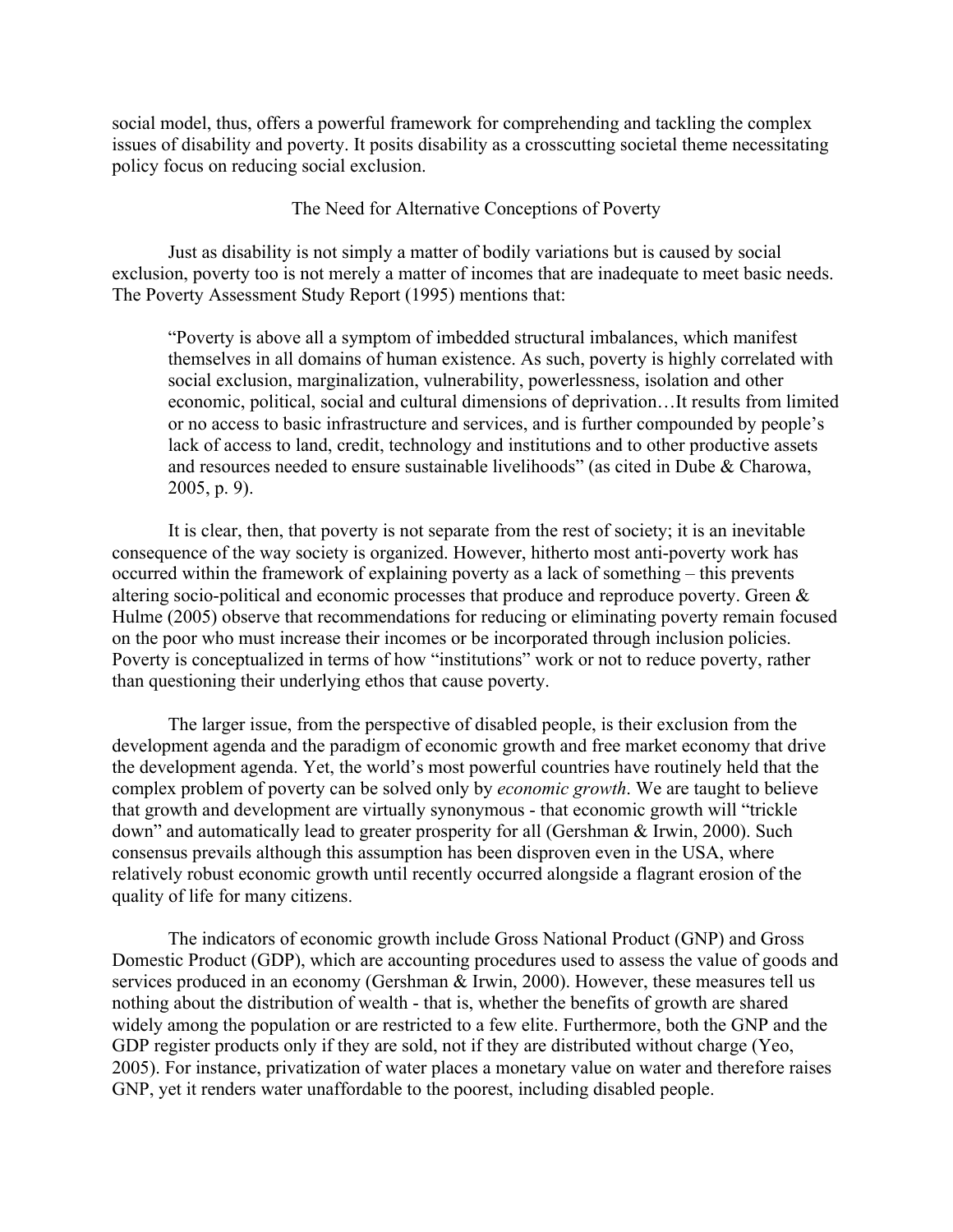social model, thus, offers a powerful framework for comprehending and tackling the complex issues of disability and poverty. It posits disability as a crosscutting societal theme necessitating policy focus on reducing social exclusion.

## The Need for Alternative Conceptions of Poverty

Just as disability is not simply a matter of bodily variations but is caused by social exclusion, poverty too is not merely a matter of incomes that are inadequate to meet basic needs. The Poverty Assessment Study Report (1995) mentions that:

> "Poverty is above all a symptom of imbedded structural imbalances, which manifest themselves in all domains of human existence. As such, poverty is highly correlated with social exclusion, marginalization, vulnerability, powerlessness, isolation and other economic, political, social and cultural dimensions of deprivation…It results from limited or no access to basic infrastructure and services, and is further compounded by people's lack of access to land, credit, technology and institutions and to other productive assets and resources needed to ensure sustainable livelihoods" (as cited in Dube & Charowa, 2005, p. 9).

It is clear, then, that poverty is not separate from the rest of society; it is an inevitable consequence of the way society is organized. However, hitherto most anti-poverty work has occurred within the framework of explaining poverty as a lack of something – this prevents altering socio-political and economic processes that produce and reproduce poverty. Green & Hulme (2005) observe that recommendations for reducing or eliminating poverty remain focused on the poor who must increase their incomes or be incorporated through inclusion policies. Poverty is conceptualized in terms of how "institutions" work or not to reduce poverty, rather than questioning their underlying ethos that cause poverty.

The larger issue, from the perspective of disabled people, is their exclusion from the development agenda and the paradigm of economic growth and free market economy that drive the development agenda. Yet, the world's most powerful countries have routinely held that the complex problem of poverty can be solved only by *economic growth*. We are taught to believe that growth and development are virtually synonymous - that economic growth will "trickle down" and automatically lead to greater prosperity for all (Gershman & Irwin, 2000). Such consensus prevails although this assumption has been disproven even in the USA, where relatively robust economic growth until recently occurred alongside a flagrant erosion of the quality of life for many citizens.

The indicators of economic growth include Gross National Product (GNP) and Gross Domestic Product (GDP), which are accounting procedures used to assess the value of goods and services produced in an economy (Gershman & Irwin, 2000). However, these measures tell us nothing about the distribution of wealth - that is, whether the benefits of growth are shared widely among the population or are restricted to a few elite. Furthermore, both the GNP and the GDP register products only if they are sold, not if they are distributed without charge (Yeo, 2005). For instance, privatization of water places a monetary value on water and therefore raises GNP, yet it renders water unaffordable to the poorest, including disabled people.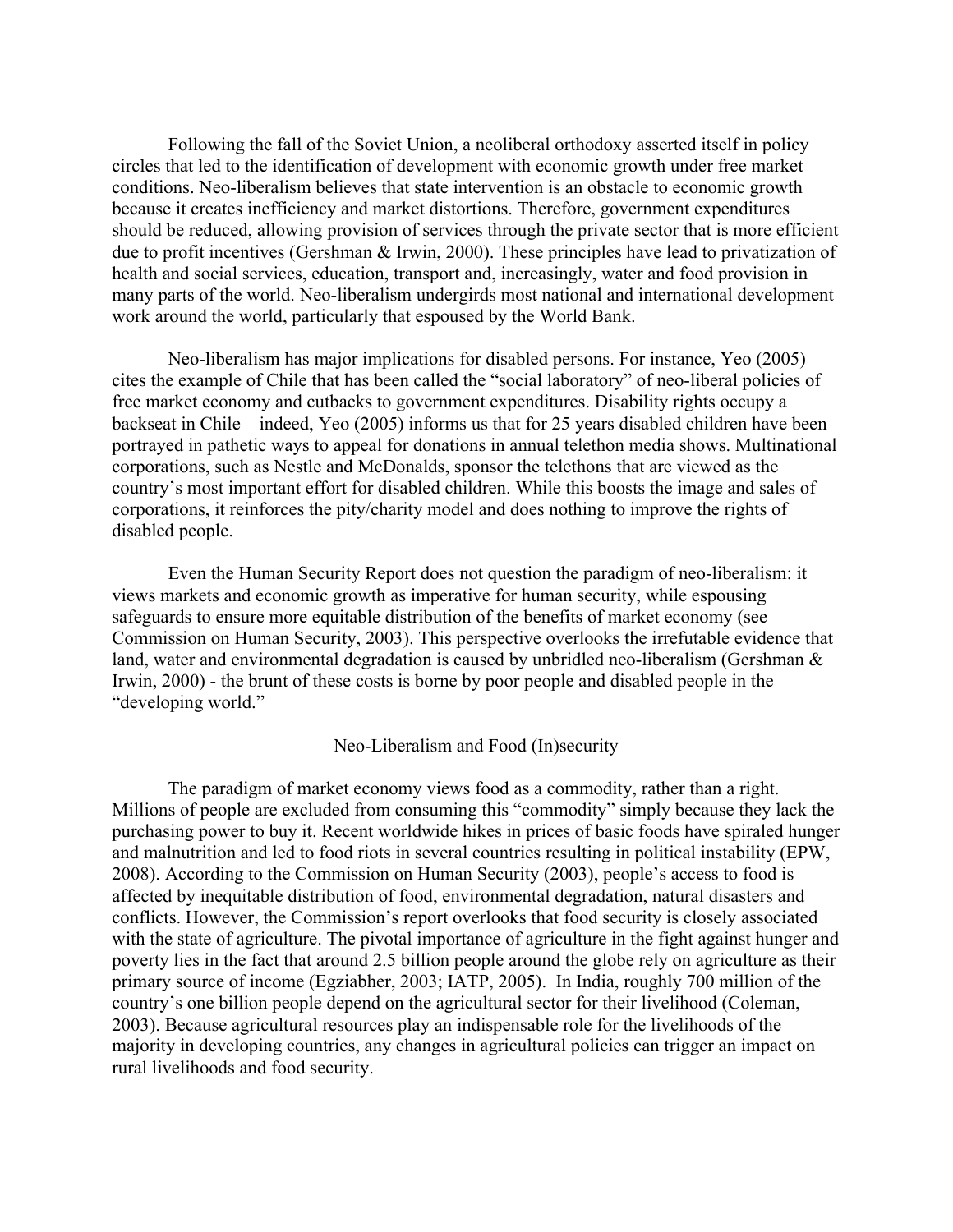Following the fall of the Soviet Union, a neoliberal orthodoxy asserted itself in policy circles that led to the identification of development with economic growth under free market conditions. Neo-liberalism believes that state intervention is an obstacle to economic growth because it creates inefficiency and market distortions. Therefore, government expenditures should be reduced, allowing provision of services through the private sector that is more efficient due to profit incentives (Gershman & Irwin, 2000). These principles have lead to privatization of health and social services, education, transport and, increasingly, water and food provision in many parts of the world. Neo-liberalism undergirds most national and international development work around the world, particularly that espoused by the World Bank.

Neo-liberalism has major implications for disabled persons. For instance, Yeo (2005) cites the example of Chile that has been called the "social laboratory" of neo-liberal policies of free market economy and cutbacks to government expenditures. Disability rights occupy a backseat in Chile – indeed, Yeo (2005) informs us that for 25 years disabled children have been portrayed in pathetic ways to appeal for donations in annual telethon media shows. Multinational corporations, such as Nestle and McDonalds, sponsor the telethons that are viewed as the country's most important effort for disabled children. While this boosts the image and sales of corporations, it reinforces the pity/charity model and does nothing to improve the rights of disabled people.

Even the Human Security Report does not question the paradigm of neo-liberalism: it views markets and economic growth as imperative for human security, while espousing safeguards to ensure more equitable distribution of the benefits of market economy (see Commission on Human Security, 2003). This perspective overlooks the irrefutable evidence that land, water and environmental degradation is caused by unbridled neo-liberalism (Gershman & Irwin, 2000) - the brunt of these costs is borne by poor people and disabled people in the "developing world."

## Neo-Liberalism and Food (In)security

The paradigm of market economy views food as a commodity, rather than a right. Millions of people are excluded from consuming this "commodity" simply because they lack the purchasing power to buy it. Recent worldwide hikes in prices of basic foods have spiraled hunger and malnutrition and led to food riots in several countries resulting in political instability (EPW, 2008). According to the Commission on Human Security (2003), people's access to food is affected by inequitable distribution of food, environmental degradation, natural disasters and conflicts. However, the Commission's report overlooks that food security is closely associated with the state of agriculture. The pivotal importance of agriculture in the fight against hunger and poverty lies in the fact that around 2.5 billion people around the globe rely on agriculture as their primary source of income (Egziabher, 2003; IATP, 2005). In India, roughly 700 million of the country's one billion people depend on the agricultural sector for their livelihood (Coleman, 2003). Because agricultural resources play an indispensable role for the livelihoods of the majority in developing countries, any changes in agricultural policies can trigger an impact on rural livelihoods and food security.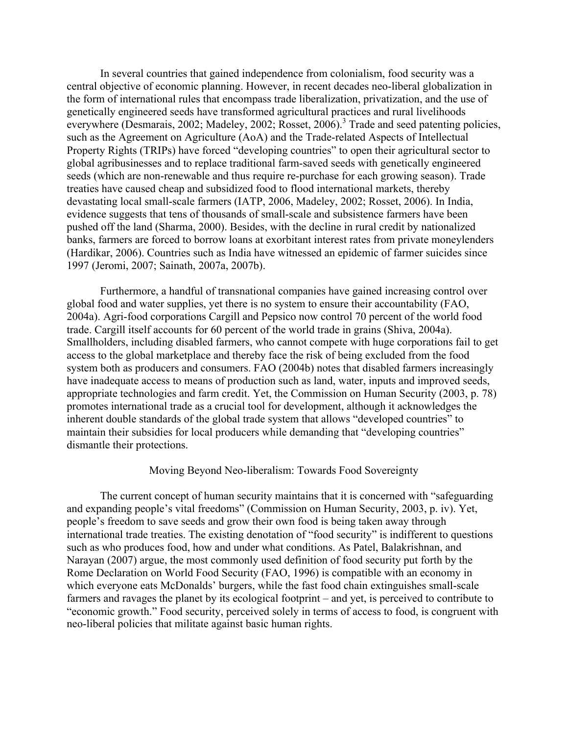In several countries that gained independence from colonialism, food security was a central objective of economic planning. However, in recent decades neo-liberal globalization in the form of international rules that encompass trade liberalization, privatization, and the use of genetically engineered seeds have transformed agricultural practices and rural livelihoods everywhere (Desmarais, 2002; Madeley, 2002; Rosset, 2006).[3] Trade and seed patenting policies, such as the Agreement on Agriculture (AoA) and the Trade-related Aspects of Intellectual Property Rights (TRIPs) have forced "developing countries" to open their agricultural sector to global agribusinesses and to replace traditional farm-saved seeds with genetically engineered seeds (which are non-renewable and thus require re-purchase for each growing season). Trade treaties have caused cheap and subsidized food to flood international markets, thereby devastating local small-scale farmers (IATP, 2006, Madeley, 2002; Rosset, 2006). In India, evidence suggests that tens of thousands of small-scale and subsistence farmers have been pushed off the land (Sharma, 2000). Besides, with the decline in rural credit by nationalized banks, farmers are forced to borrow loans at exorbitant interest rates from private moneylenders (Hardikar, 2006). Countries such as India have witnessed an epidemic of farmer suicides since 1997 (Jeromi, 2007; Sainath, 2007a, 2007b).

Furthermore, a handful of transnational companies have gained increasing control over global food and water supplies, yet there is no system to ensure their accountability (FAO, 2004a). Agri-food corporations Cargill and Pepsico now control 70 percent of the world food trade. Cargill itself accounts for 60 percent of the world trade in grains (Shiva, 2004a). Smallholders, including disabled farmers, who cannot compete with huge corporations fail to get access to the global marketplace and thereby face the risk of being excluded from the food system both as producers and consumers. FAO (2004b) notes that disabled farmers increasingly have inadequate access to means of production such as land, water, inputs and improved seeds, appropriate technologies and farm credit. Yet, the Commission on Human Security (2003, p. 78) promotes international trade as a crucial tool for development, although it acknowledges the inherent double standards of the global trade system that allows "developed countries" to maintain their subsidies for local producers while demanding that "developing countries" dismantle their protections.

## Moving Beyond Neo-liberalism: Towards Food Sovereignty

The current concept of human security maintains that it is concerned with "safeguarding and expanding people's vital freedoms" (Commission on Human Security, 2003, p. iv). Yet, people's freedom to save seeds and grow their own food is being taken away through international trade treaties. The existing denotation of "food security" is indifferent to questions such as who produces food, how and under what conditions. As Patel, Balakrishnan, and Narayan (2007) argue, the most commonly used definition of food security put forth by the Rome Declaration on World Food Security (FAO, 1996) is compatible with an economy in which everyone eats McDonalds' burgers, while the fast food chain extinguishes small-scale farmers and ravages the planet by its ecological footprint – and yet, is perceived to contribute to "economic growth." Food security, perceived solely in terms of access to food, is congruent with neo-liberal policies that militate against basic human rights.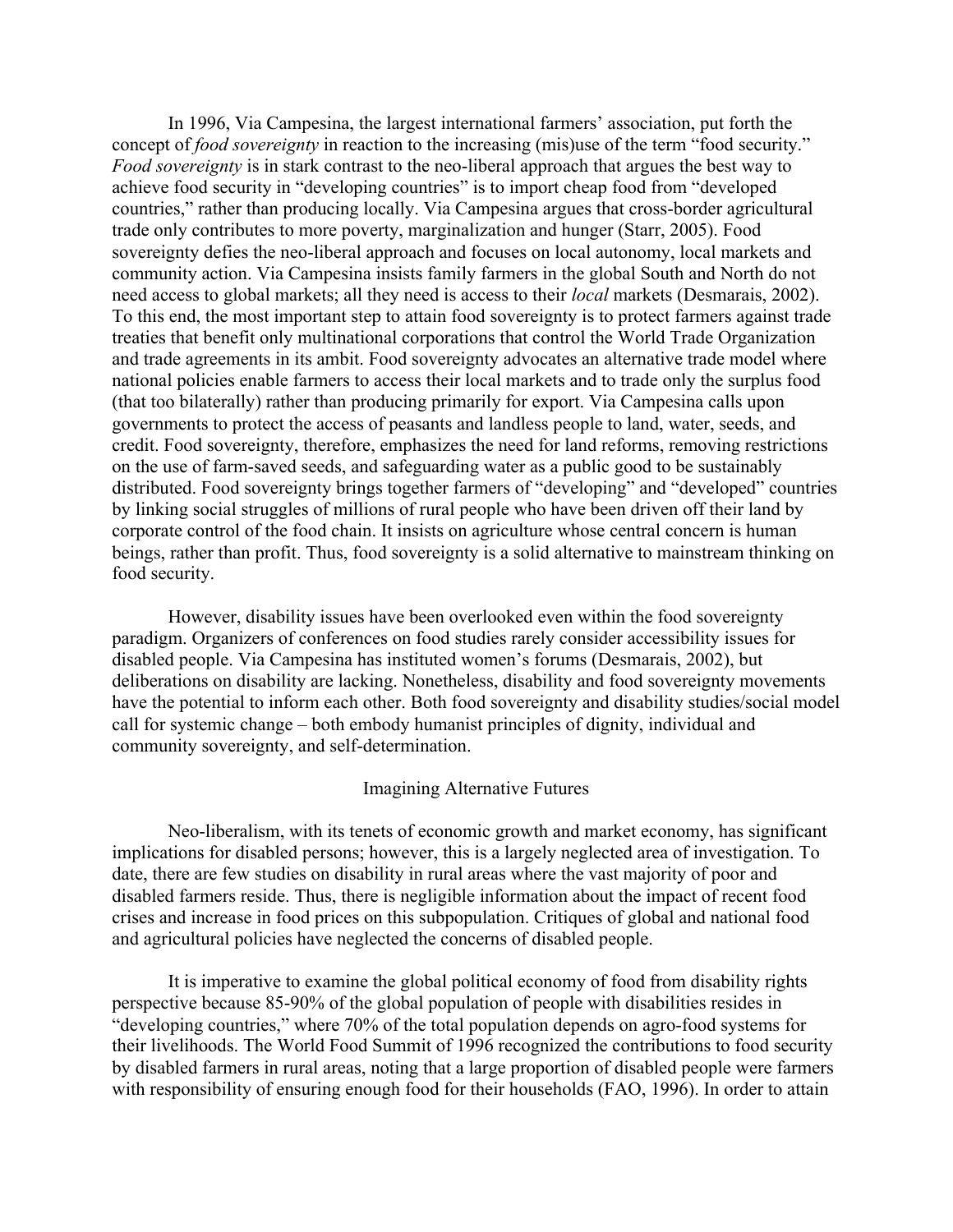In 1996, Via Campesina, the largest international farmers' association, put forth the concept of *food sovereignty* in reaction to the increasing (mis)use of the term "food security." *Food sovereignty* is in stark contrast to the neo-liberal approach that argues the best way to achieve food security in "developing countries" is to import cheap food from "developed countries," rather than producing locally. Via Campesina argues that cross-border agricultural trade only contributes to more poverty, marginalization and hunger (Starr, 2005). Food sovereignty defies the neo-liberal approach and focuses on local autonomy, local markets and community action. Via Campesina insists family farmers in the global South and North do not need access to global markets; all they need is access to their *local* markets (Desmarais, 2002). To this end, the most important step to attain food sovereignty is to protect farmers against trade treaties that benefit only multinational corporations that control the World Trade Organization and trade agreements in its ambit. Food sovereignty advocates an alternative trade model where national policies enable farmers to access their local markets and to trade only the surplus food (that too bilaterally) rather than producing primarily for export. Via Campesina calls upon governments to protect the access of peasants and landless people to land, water, seeds, and credit. Food sovereignty, therefore, emphasizes the need for land reforms, removing restrictions on the use of farm-saved seeds, and safeguarding water as a public good to be sustainably distributed. Food sovereignty brings together farmers of "developing" and "developed" countries by linking social struggles of millions of rural people who have been driven off their land by corporate control of the food chain. It insists on agriculture whose central concern is human beings, rather than profit. Thus, food sovereignty is a solid alternative to mainstream thinking on food security.

However, disability issues have been overlooked even within the food sovereignty paradigm. Organizers of conferences on food studies rarely consider accessibility issues for disabled people. Via Campesina has instituted women's forums (Desmarais, 2002), but deliberations on disability are lacking. Nonetheless, disability and food sovereignty movements have the potential to inform each other. Both food sovereignty and disability studies/social model call for systemic change – both embody humanist principles of dignity, individual and community sovereignty, and self-determination.

## Imagining Alternative Futures

Neo-liberalism, with its tenets of economic growth and market economy, has significant implications for disabled persons; however, this is a largely neglected area of investigation. To date, there are few studies on disability in rural areas where the vast majority of poor and disabled farmers reside. Thus, there is negligible information about the impact of recent food crises and increase in food prices on this subpopulation. Critiques of global and national food and agricultural policies have neglected the concerns of disabled people.

It is imperative to examine the global political economy of food from disability rights perspective because 85-90% of the global population of people with disabilities resides in "developing countries," where 70% of the total population depends on agro-food systems for their livelihoods. The World Food Summit of 1996 recognized the contributions to food security by disabled farmers in rural areas, noting that a large proportion of disabled people were farmers with responsibility of ensuring enough food for their households (FAO, 1996). In order to attain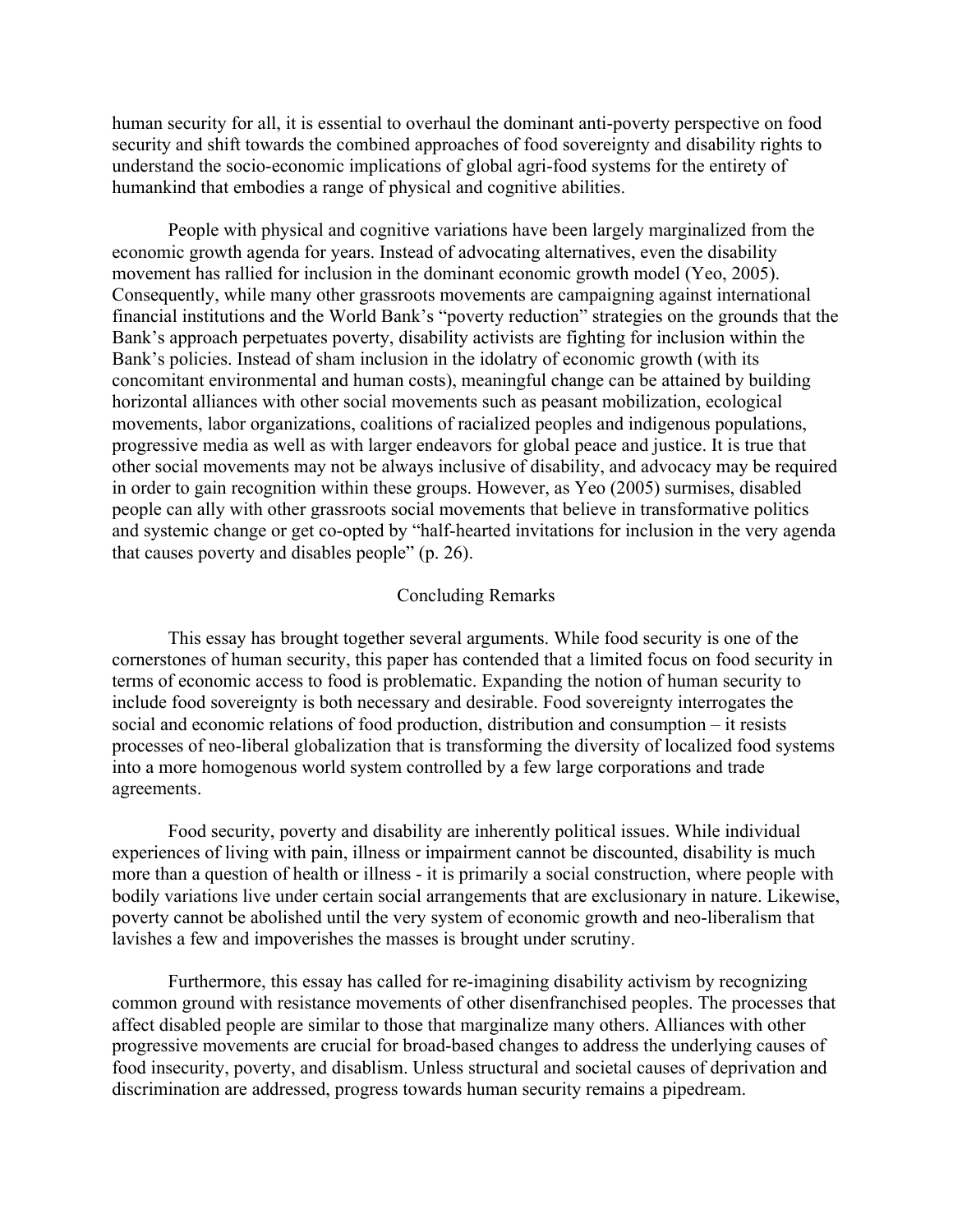human security for all, it is essential to overhaul the dominant anti-poverty perspective on food security and shift towards the combined approaches of food sovereignty and disability rights to understand the socio-economic implications of global agri-food systems for the entirety of humankind that embodies a range of physical and cognitive abilities.

People with physical and cognitive variations have been largely marginalized from the economic growth agenda for years. Instead of advocating alternatives, even the disability movement has rallied for inclusion in the dominant economic growth model (Yeo, 2005). Consequently, while many other grassroots movements are campaigning against international financial institutions and the World Bank's "poverty reduction" strategies on the grounds that the Bank's approach perpetuates poverty, disability activists are fighting for inclusion within the Bank's policies. Instead of sham inclusion in the idolatry of economic growth (with its concomitant environmental and human costs), meaningful change can be attained by building horizontal alliances with other social movements such as peasant mobilization, ecological movements, labor organizations, coalitions of racialized peoples and indigenous populations, progressive media as well as with larger endeavors for global peace and justice. It is true that other social movements may not be always inclusive of disability, and advocacy may be required in order to gain recognition within these groups. However, as Yeo (2005) surmises, disabled people can ally with other grassroots social movements that believe in transformative politics and systemic change or get co-opted by "half-hearted invitations for inclusion in the very agenda that causes poverty and disables people" (p. 26).

## Concluding Remarks

This essay has brought together several arguments. While food security is one of the cornerstones of human security, this paper has contended that a limited focus on food security in terms of economic access to food is problematic. Expanding the notion of human security to include food sovereignty is both necessary and desirable. Food sovereignty interrogates the social and economic relations of food production, distribution and consumption – it resists processes of neo-liberal globalization that is transforming the diversity of localized food systems into a more homogenous world system controlled by a few large corporations and trade agreements.

Food security, poverty and disability are inherently political issues. While individual experiences of living with pain, illness or impairment cannot be discounted, disability is much more than a question of health or illness - it is primarily a social construction, where people with bodily variations live under certain social arrangements that are exclusionary in nature. Likewise, poverty cannot be abolished until the very system of economic growth and neo-liberalism that lavishes a few and impoverishes the masses is brought under scrutiny.

Furthermore, this essay has called for re-imagining disability activism by recognizing common ground with resistance movements of other disenfranchised peoples. The processes that affect disabled people are similar to those that marginalize many others. Alliances with other progressive movements are crucial for broad-based changes to address the underlying causes of food insecurity, poverty, and disablism. Unless structural and societal causes of deprivation and discrimination are addressed, progress towards human security remains a pipedream.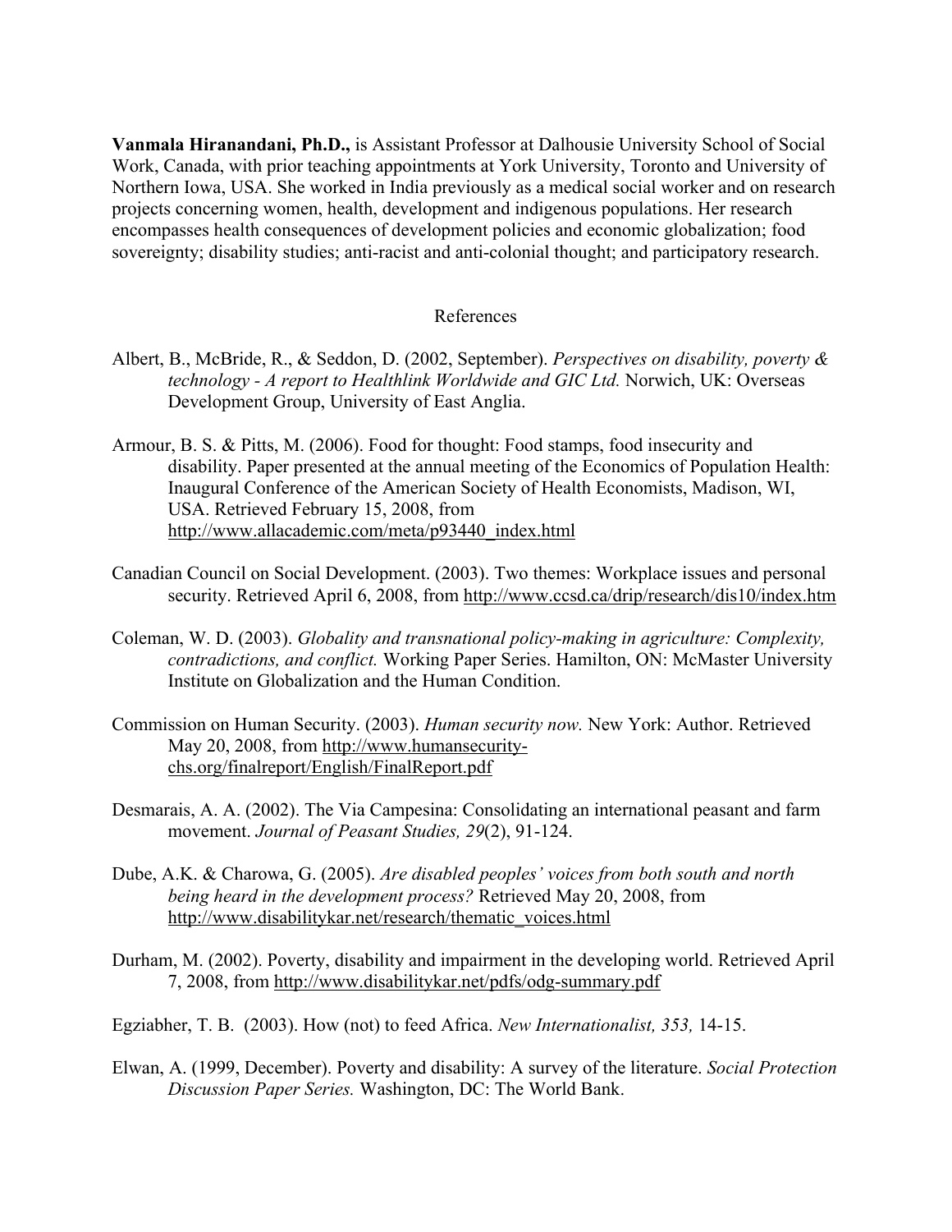**Vanmala Hiranandani, Ph.D.,** is Assistant Professor at Dalhousie University School of Social Work, Canada, with prior teaching appointments at York University, Toronto and University of Northern Iowa, USA. She worked in India previously as a medical social worker and on research projects concerning women, health, development and indigenous populations. Her research encompasses health consequences of development policies and economic globalization; food sovereignty; disability studies; anti-racist and anti-colonial thought; and participatory research.

## References

Albert, B., McBride, R., & Seddon, D. (2002, September). *Perspectives on disability, poverty & technology - A report to Healthlink Worldwide and GIC Ltd.* Norwich, UK: Overseas Development Group, University of East Anglia.

Armour, B. S. & Pitts, M. (2006). Food for thought: Food stamps, food insecurity and disability. Paper presented at the annual meeting of the Economics of Population Health: Inaugural Conference of the American Society of Health Economists, Madison, WI, USA. Retrieved February 15, 2008, from http://www.allacademic.com/meta/p93440_index.html

Canadian Council on Social Development. (2003). Two themes: Workplace issues and personal security. Retrieved April 6, 2008, from http://www.ccsd.ca/drip/research/dis10/index.htm

Coleman, W. D. (2003). *Globality and transnational policy-making in agriculture: Complexity, contradictions, and conflict.* Working Paper Series. Hamilton, ON: McMaster University Institute on Globalization and the Human Condition.

Commission on Human Security. (2003). *Human security now.* New York: Author. Retrieved May 20, 2008, from http://www.humansecurity-chs.org/finalreport/English/FinalReport.pdf

Desmarais, A. A. (2002). The Via Campesina: Consolidating an international peasant and farm movement. *Journal of Peasant Studies, 29*(2), 91-124.

Dube, A.K. & Charowa, G. (2005). *Are disabled peoples' voices from both south and north being heard in the development process?* Retrieved May 20, 2008, from http://www.disabilitykar.net/research/thematic_voices.html

Durham, M. (2002). Poverty, disability and impairment in the developing world. Retrieved April 7, 2008, from http://www.disabilitykar.net/pdfs/odg-summary.pdf

Egziabher, T. B. (2003). How (not) to feed Africa. *New Internationalist, 353,* 14-15.

Elwan, A. (1999, December). Poverty and disability: A survey of the literature. *Social Protection Discussion Paper Series.* Washington, DC: The World Bank.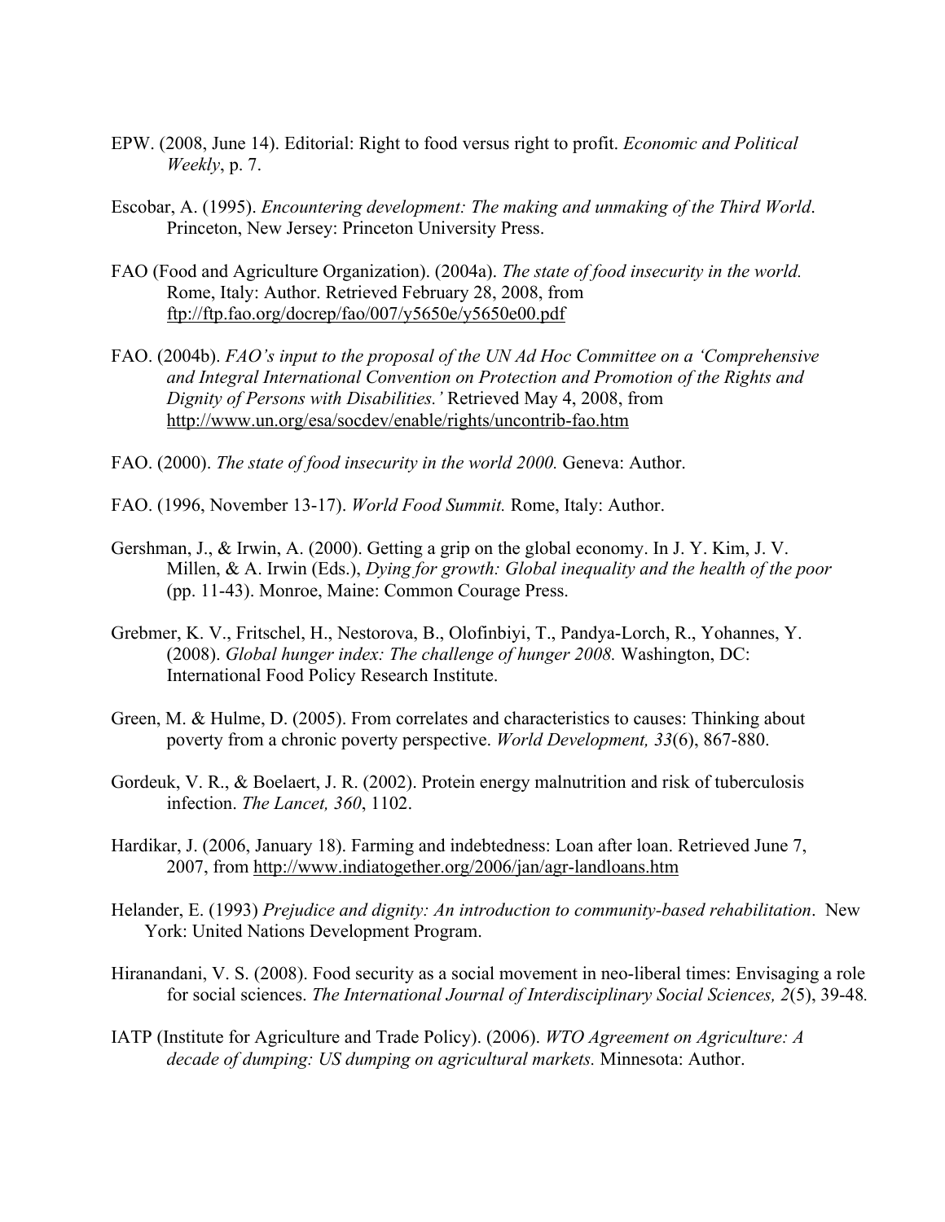EPW. (2008, June 14). Editorial: Right to food versus right to profit. *Economic and Political Weekly*, p. 7.

Escobar, A. (1995). *Encountering development: The making and unmaking of the Third World*. Princeton, New Jersey: Princeton University Press.

FAO (Food and Agriculture Organization). (2004a). *The state of food insecurity in the world.* Rome, Italy: Author. Retrieved February 28, 2008, from ftp://ftp.fao.org/docrep/fao/007/y5650e/y5650e00.pdf

FAO. (2004b). *FAO's input to the proposal of the UN Ad Hoc Committee on a 'Comprehensive and Integral International Convention on Protection and Promotion of the Rights and Dignity of Persons with Disabilities.'* Retrieved May 4, 2008, from http://www.un.org/esa/socdev/enable/rights/uncontrib-fao.htm

FAO. (2000). *The state of food insecurity in the world 2000.* Geneva: Author.

FAO. (1996, November 13-17). *World Food Summit.* Rome, Italy: Author.

Gershman, J., & Irwin, A. (2000). Getting a grip on the global economy. In J. Y. Kim, J. V. Millen, & A. Irwin (Eds.), *Dying for growth: Global inequality and the health of the poor* (pp. 11-43). Monroe, Maine: Common Courage Press.

Grebmer, K. V., Fritschel, H., Nestorova, B., Olofinbiyi, T., Pandya-Lorch, R., Yohannes, Y. (2008). *Global hunger index: The challenge of hunger 2008.* Washington, DC: International Food Policy Research Institute.

Green, M. & Hulme, D. (2005). From correlates and characteristics to causes: Thinking about poverty from a chronic poverty perspective. *World Development, 33*(6), 867-880.

Gordeuk, V. R., & Boelaert, J. R. (2002). Protein energy malnutrition and risk of tuberculosis infection. *The Lancet, 360*, 1102.

Hardikar, J. (2006, January 18). Farming and indebtedness: Loan after loan. Retrieved June 7, 2007, from http://www.indiatogether.org/2006/jan/agr-landloans.htm

Helander, E. (1993) *Prejudice and dignity: An introduction to community-based rehabilitation*. New York: United Nations Development Program.

Hiranandani, V. S. (2008). Food security as a social movement in neo-liberal times: Envisaging a role for social sciences. *The International Journal of Interdisciplinary Social Sciences, 2*(5), 39-48.

IATP (Institute for Agriculture and Trade Policy). (2006). *WTO Agreement on Agriculture: A decade of dumping: US dumping on agricultural markets.* Minnesota: Author.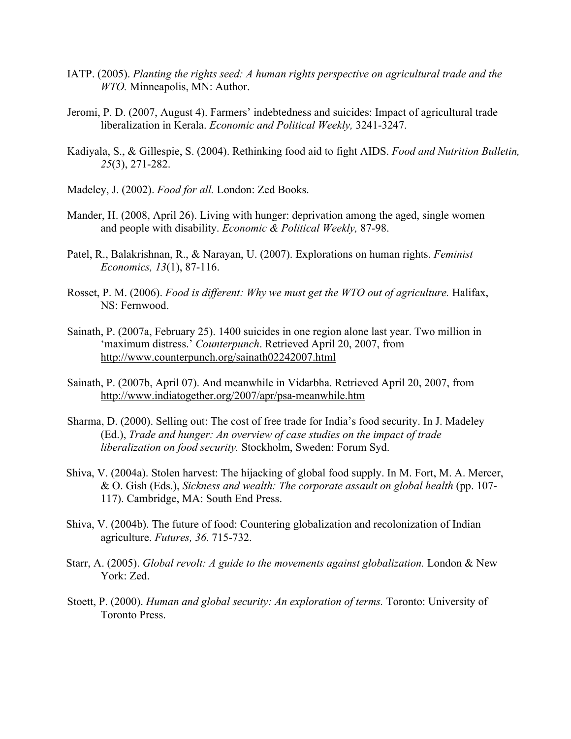IATP. (2005). *Planting the rights seed: A human rights perspective on agricultural trade and the WTO.* Minneapolis, MN: Author.

Jeromi, P. D. (2007, August 4). Farmers' indebtedness and suicides: Impact of agricultural trade liberalization in Kerala. *Economic and Political Weekly,* 3241-3247.

Kadiyala, S., & Gillespie, S. (2004). Rethinking food aid to fight AIDS. *Food and Nutrition Bulletin, 25*(3), 271-282.

Madeley, J. (2002). *Food for all.* London: Zed Books.

Mander, H. (2008, April 26). Living with hunger: deprivation among the aged, single women and people with disability. *Economic & Political Weekly,* 87-98.

Patel, R., Balakrishnan, R., & Narayan, U. (2007). Explorations on human rights. *Feminist Economics, 13*(1), 87-116.

Rosset, P. M. (2006). *Food is different: Why we must get the WTO out of agriculture.* Halifax, NS: Fernwood.

Sainath, P. (2007a, February 25). 1400 suicides in one region alone last year. Two million in 'maximum distress.' *Counterpunch*. Retrieved April 20, 2007, from http://www.counterpunch.org/sainath02242007.html

Sainath, P. (2007b, April 07). And meanwhile in Vidarbha. Retrieved April 20, 2007, from http://www.indiatogether.org/2007/apr/psa-meanwhile.htm

Sharma, D. (2000). Selling out: The cost of free trade for India's food security. In J. Madeley (Ed.), *Trade and hunger: An overview of case studies on the impact of trade liberalization on food security.* Stockholm, Sweden: Forum Syd.

Shiva, V. (2004a). Stolen harvest: The hijacking of global food supply. In M. Fort, M. A. Mercer, & O. Gish (Eds.), *Sickness and wealth: The corporate assault on global health* (pp. 107-117). Cambridge, MA: South End Press.

Shiva, V. (2004b). The future of food: Countering globalization and recolonization of Indian agriculture. *Futures, 36*. 715-732.

Starr, A. (2005). *Global revolt: A guide to the movements against globalization.* London & New York: Zed.

Stoett, P. (2000). *Human and global security: An exploration of terms.* Toronto: University of Toronto Press.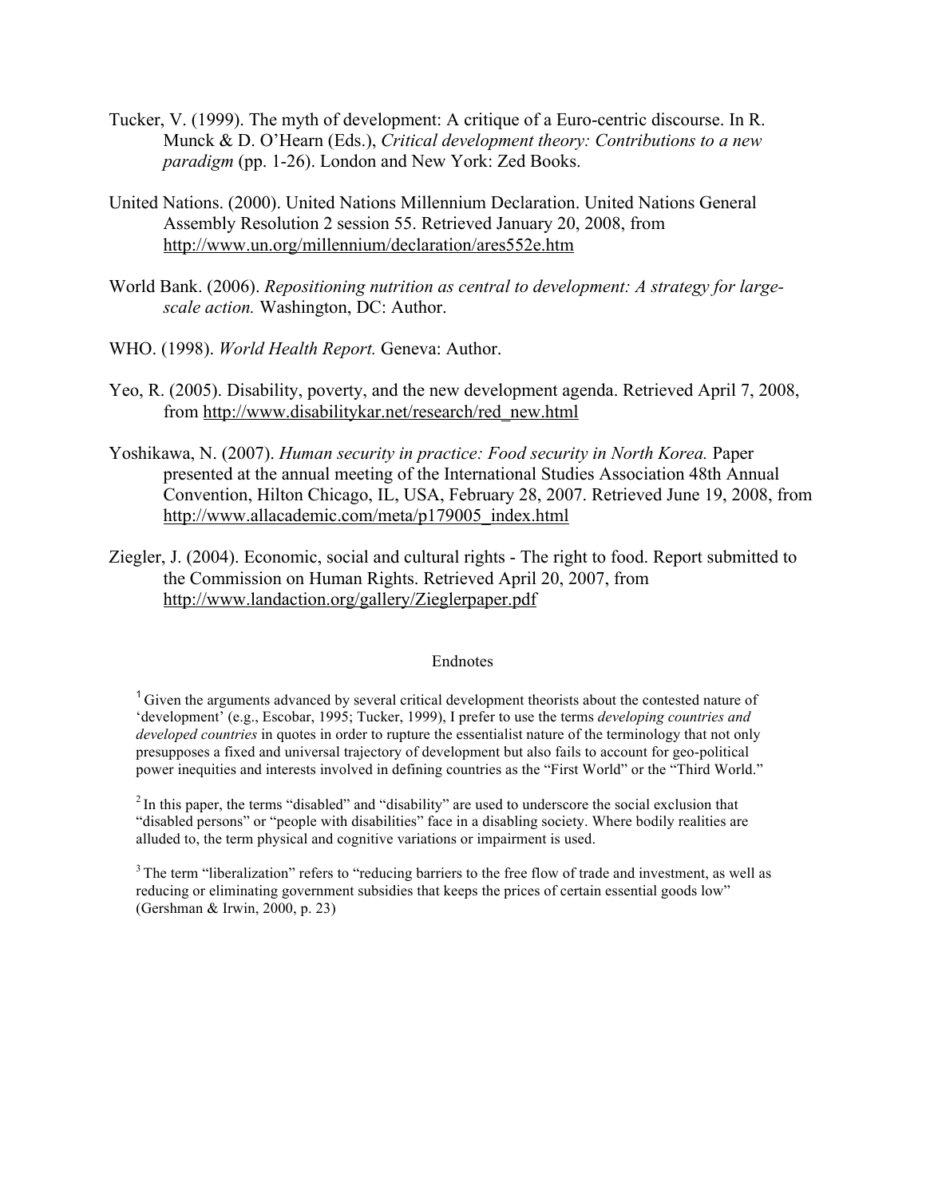Tucker, V. (1999). The myth of development: A critique of a Euro-centric discourse. In R. Munck & D. O'Hearn (Eds.), *Critical development theory: Contributions to a new paradigm* (pp. 1-26). London and New York: Zed Books.

United Nations. (2000). United Nations Millennium Declaration. United Nations General Assembly Resolution 2 session 55. Retrieved January 20, 2008, from http://www.un.org/millennium/declaration/ares552e.htm

World Bank. (2006). *Repositioning nutrition as central to development: A strategy for large-scale action.* Washington, DC: Author.

WHO. (1998). *World Health Report.* Geneva: Author.

Yeo, R. (2005). Disability, poverty, and the new development agenda. Retrieved April 7, 2008, from http://www.disabilitykar.net/research/red_new.html

Yoshikawa, N. (2007). *Human security in practice: Food security in North Korea.* Paper presented at the annual meeting of the International Studies Association 48th Annual Convention, Hilton Chicago, IL, USA, February 28, 2007. Retrieved June 19, 2008, from http://www.allacademic.com/meta/p179005_index.html

Ziegler, J. (2004). Economic, social and cultural rights - The right to food. Report submitted to the Commission on Human Rights. Retrieved April 20, 2007, from http://www.landaction.org/gallery/Zieglerpaper.pdf

## Endnotes

[1] Given the arguments advanced by several critical development theorists about the contested nature of 'development' (e.g., Escobar, 1995; Tucker, 1999), I prefer to use the terms *developing countries and developed countries* in quotes in order to rupture the essentialist nature of the terminology that not only presupposes a fixed and universal trajectory of development but also fails to account for geo-political power inequities and interests involved in defining countries as the "First World" or the "Third World."

[2] In this paper, the terms "disabled" and "disability" are used to underscore the social exclusion that "disabled persons" or "people with disabilities" face in a disabling society. Where bodily realities are alluded to, the term physical and cognitive variations or impairment is used.

[3] The term "liberalization" refers to "reducing barriers to the free flow of trade and investment, as well as reducing or eliminating government subsidies that keeps the prices of certain essential goods low" (Gershman & Irwin, 2000, p. 23)